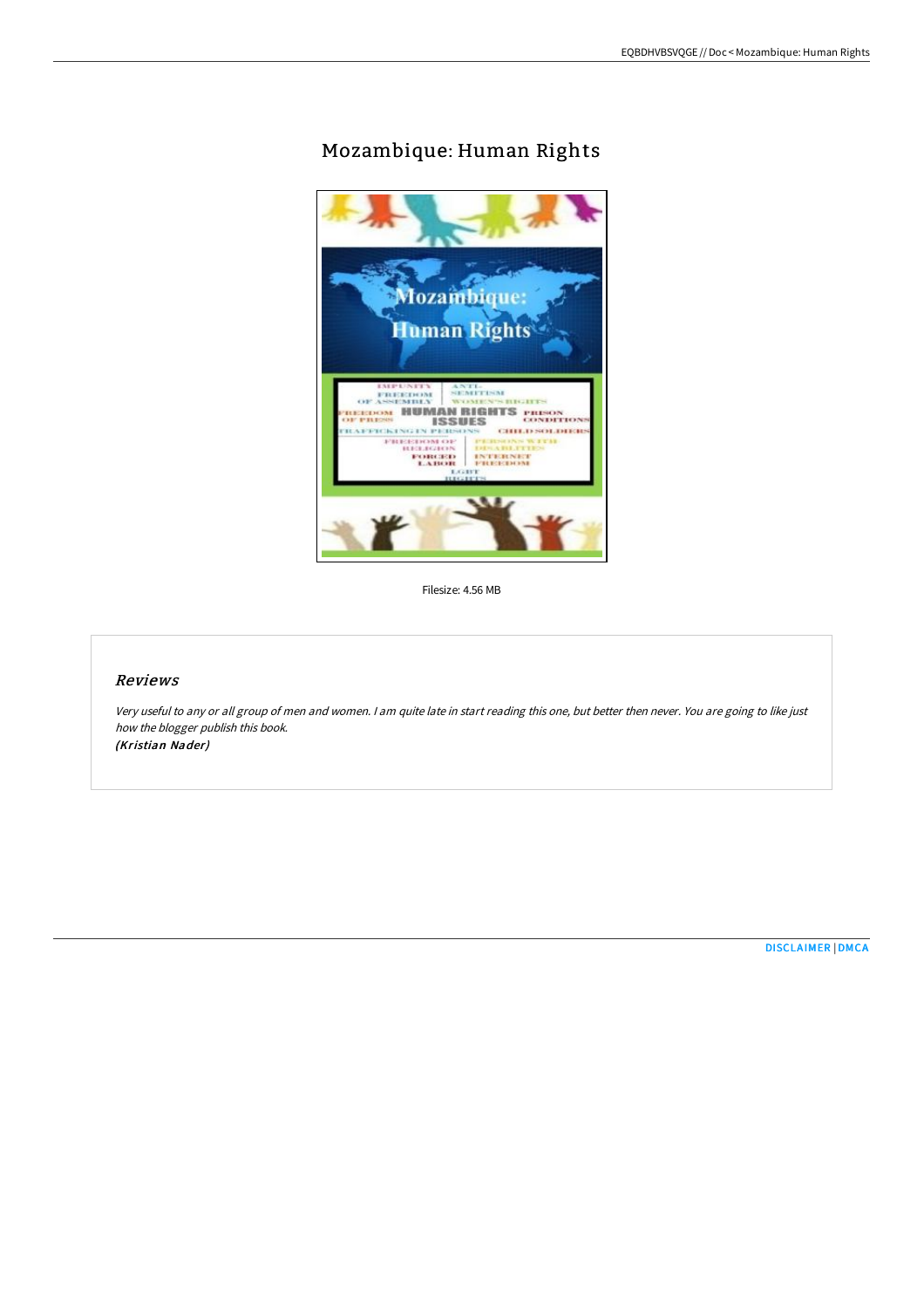# Mozambique: Human Rights

Filesize: 4.56 MB

## Reviews

*Very useful to any or all group of men and women. I am quite late in start reading this one, but better then never. You are going to like just how the blogger publish this book.*
*(Kristian Nader)*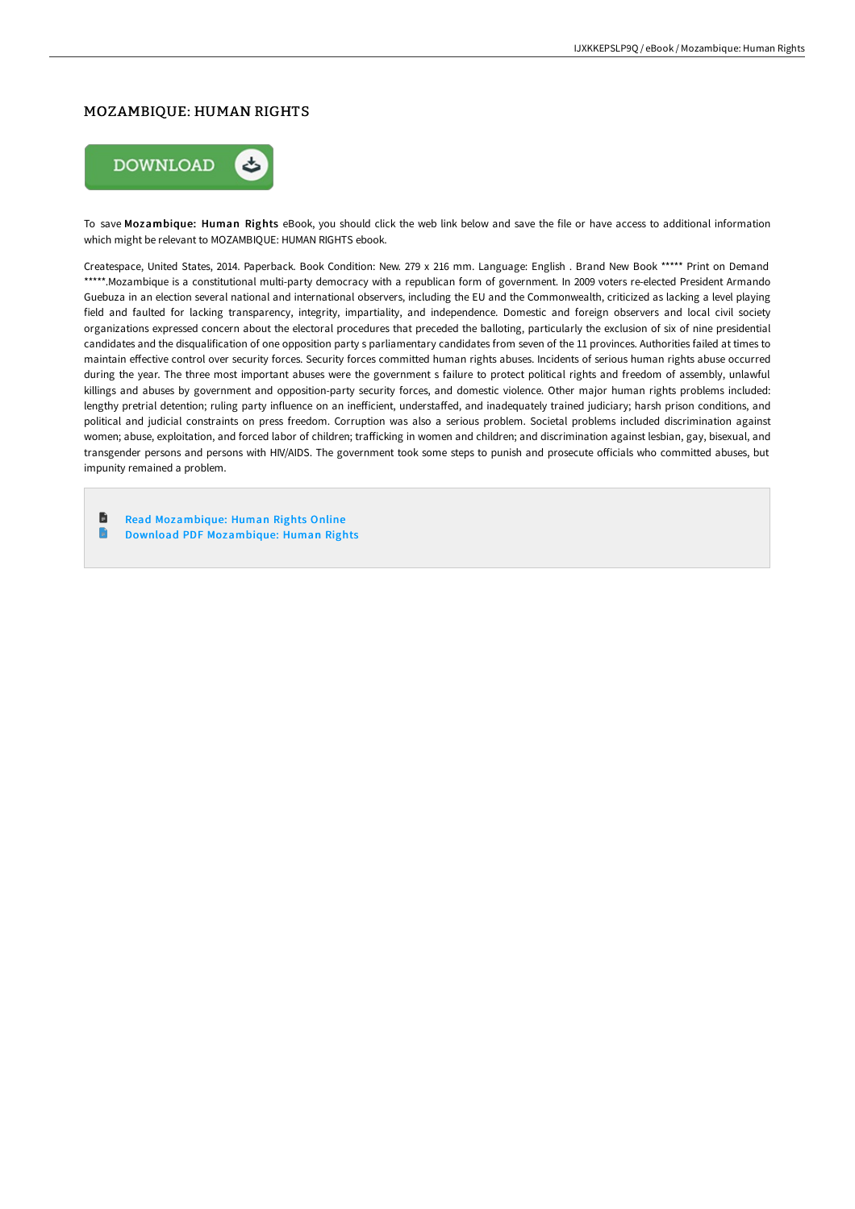## MOZAMBIQUE: HUMAN RIGHTS

To save **Mozambique: Human Rights** eBook, you should click the web link below and save the file or have access to additional information which might be relevant to MOZAMBIQUE: HUMAN RIGHTS ebook.

Createspace, United States, 2014. Paperback. Book Condition: New. 279 x 216 mm. Language: English . Brand New Book ***** Print on Demand *****.Mozambique is a constitutional multi-party democracy with a republican form of government. In 2009 voters re-elected President Armando Guebuza in an election several national and international observers, including the EU and the Commonwealth, criticized as lacking a level playing field and faulted for lacking transparency, integrity, impartiality, and independence. Domestic and foreign observers and local civil society organizations expressed concern about the electoral procedures that preceded the balloting, particularly the exclusion of six of nine presidential candidates and the disqualification of one opposition party s parliamentary candidates from seven of the 11 provinces. Authorities failed at times to maintain effective control over security forces. Security forces committed human rights abuses. Incidents of serious human rights abuse occurred during the year. The three most important abuses were the government s failure to protect political rights and freedom of assembly, unlawful killings and abuses by government and opposition-party security forces, and domestic violence. Other major human rights problems included: lengthy pretrial detention; ruling party influence on an inefficient, understaffed, and inadequately trained judiciary; harsh prison conditions, and political and judicial constraints on press freedom. Corruption was also a serious problem. Societal problems included discrimination against women; abuse, exploitation, and forced labor of children; trafficking in women and children; and discrimination against lesbian, gay, bisexual, and transgender persons and persons with HIV/AIDS. The government took some steps to punish and prosecute officials who committed abuses, but impunity remained a problem.

- Read Mozambique: Human Rights Online
- Download PDF Mozambique: Human Rights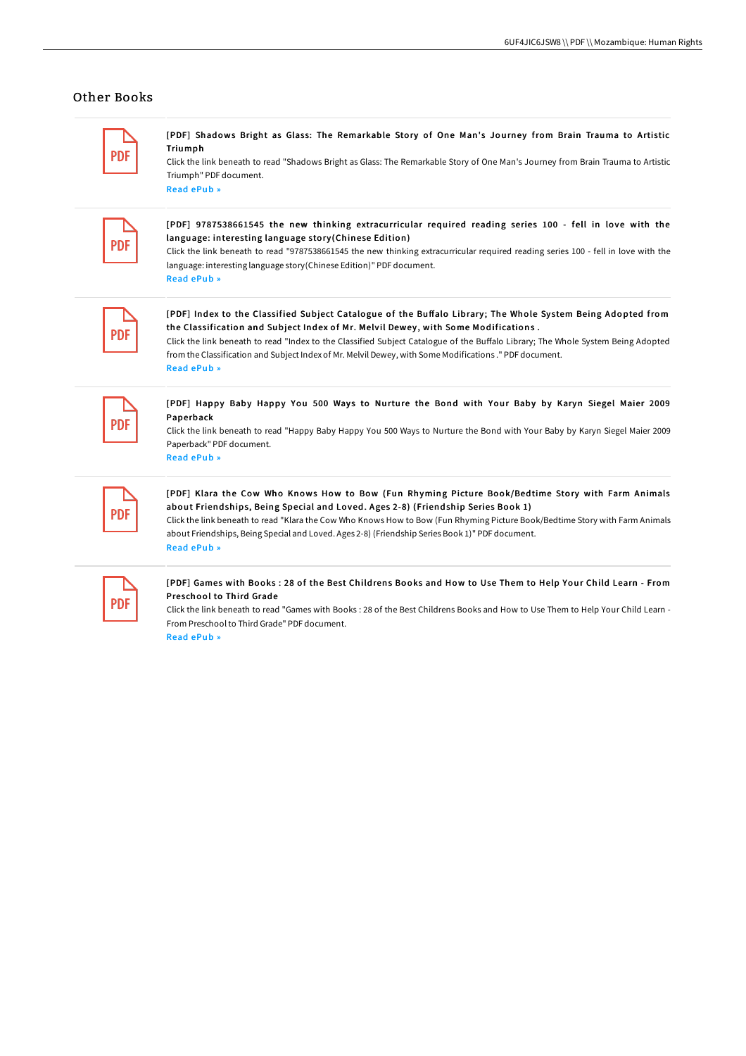## Other Books

**[PDF] Shadows Bright as Glass: The Remarkable Story of One Man's Journey from Brain Trauma to Artistic Triumph**

Click the link beneath to read "Shadows Bright as Glass: The Remarkable Story of One Man's Journey from Brain Trauma to Artistic Triumph" PDF document.

Read ePub »

**[PDF] 9787538661545 the new thinking extracurricular required reading series 100 - fell in love with the language: interesting language story(Chinese Edition)**

Click the link beneath to read "9787538661545 the new thinking extracurricular required reading series 100 - fell in love with the language: interesting language story(Chinese Edition)" PDF document.

Read ePub »

**[PDF] Index to the Classified Subject Catalogue of the Buffalo Library; The Whole System Being Adopted from the Classification and Subject Index of Mr. Melvil Dewey, with Some Modifications .**

Click the link beneath to read "Index to the Classified Subject Catalogue of the Buffalo Library; The Whole System Being Adopted from the Classification and Subject Index of Mr. Melvil Dewey, with Some Modifications ." PDF document.

Read ePub »

**[PDF] Happy Baby Happy You 500 Ways to Nurture the Bond with Your Baby by Karyn Siegel Maier 2009 Paperback**

Click the link beneath to read "Happy Baby Happy You 500 Ways to Nurture the Bond with Your Baby by Karyn Siegel Maier 2009 Paperback" PDF document.

Read ePub »

**[PDF] Klara the Cow Who Knows How to Bow (Fun Rhyming Picture Book/Bedtime Story with Farm Animals about Friendships, Being Special and Loved. Ages 2-8) (Friendship Series Book 1)**

Click the link beneath to read "Klara the Cow Who Knows How to Bow (Fun Rhyming Picture Book/Bedtime Story with Farm Animals about Friendships, Being Special and Loved. Ages 2-8) (Friendship Series Book 1)" PDF document.

Read ePub »

**[PDF] Games with Books : 28 of the Best Childrens Books and How to Use Them to Help Your Child Learn - From Preschool to Third Grade**

Click the link beneath to read "Games with Books : 28 of the Best Childrens Books and How to Use Them to Help Your Child Learn - From Preschool to Third Grade" PDF document.

Read ePub »